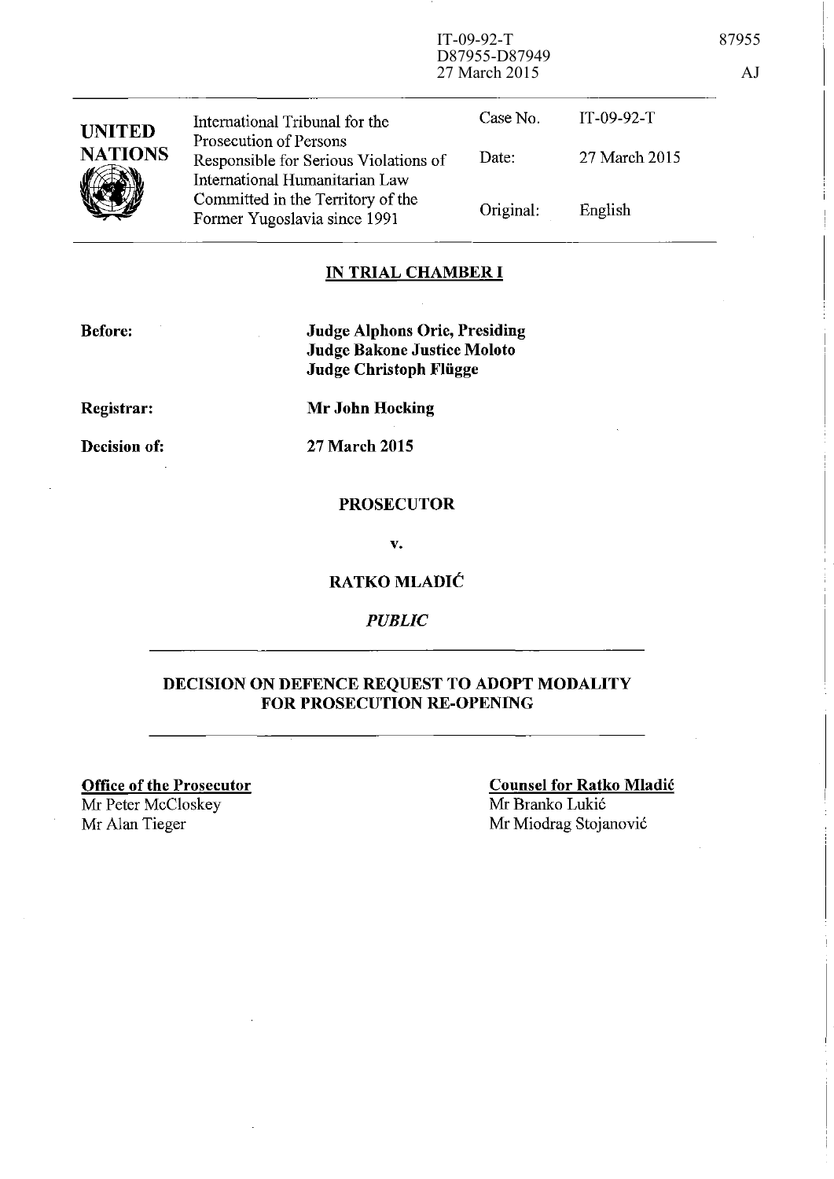IT-09-92-T
D87955-D87949
27 March 2015

87955

AJ

| UNITED NATIONS | International Tribunal for the Prosecution of Persons Responsible for Serious Violations of International Humanitarian Law Committed in the Territory of the Former Yugoslavia since 1991 | Case No. | IT-09-92-T |
| --- | --- | --- | --- |
| | | Date: | 27 March 2015 |
| | | Original: | English |

## IN TRIAL CHAMBER I

**Before:** **Judge Alphons Orie, Presiding**
**Judge Bakone Justice Moloto**
**Judge Christoph Flügge**

**Registrar:** **Mr John Hocking**

**Decision of:** **27 March 2015**

**PROSECUTOR**

**v.**

**RATKO MLADIĆ**

***PUBLIC***

## DECISION ON DEFENCE REQUEST TO ADOPT MODALITY FOR PROSECUTION RE-OPENING

**Office of the Prosecutor**
Mr Peter McCloskey
Mr Alan Tieger

**Counsel for Ratko Mladić**
Mr Branko Lukić
Mr Miodrag Stojanović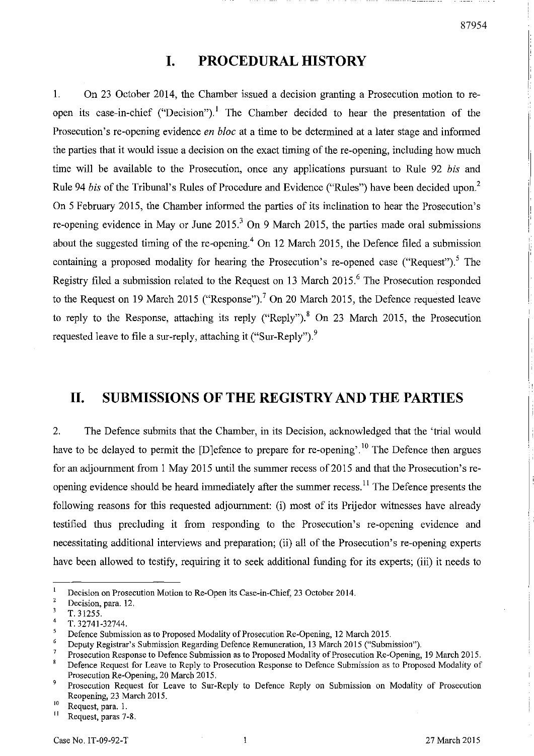# I. PROCEDURAL HISTORY

1. On 23 October 2014, the Chamber issued a decision granting a Prosecution motion to re-open its case-in-chief ("Decision").[1] The Chamber decided to hear the presentation of the Prosecution's re-opening evidence *en bloc* at a time to be determined at a later stage and informed the parties that it would issue a decision on the exact timing of the re-opening, including how much time will be available to the Prosecution, once any applications pursuant to Rule 92 *bis* and Rule 94 *bis* of the Tribunal's Rules of Procedure and Evidence ("Rules") have been decided upon.[2] On 5 February 2015, the Chamber informed the parties of its inclination to hear the Prosecution's re-opening evidence in May or June 2015.[3] On 9 March 2015, the parties made oral submissions about the suggested timing of the re-opening.[4] On 12 March 2015, the Defence filed a submission containing a proposed modality for hearing the Prosecution's re-opened case ("Request").[5] The Registry filed a submission related to the Request on 13 March 2015.[6] The Prosecution responded to the Request on 19 March 2015 ("Response").[7] On 20 March 2015, the Defence requested leave to reply to the Response, attaching its reply ("Reply").[8] On 23 March 2015, the Prosecution requested leave to file a sur-reply, attaching it ("Sur-Reply").[9]

# II. SUBMISSIONS OF THE REGISTRY AND THE PARTIES

2. The Defence submits that the Chamber, in its Decision, acknowledged that the 'trial would have to be delayed to permit the [D]efence to prepare for re-opening'.[10] The Defence then argues for an adjournment from 1 May 2015 until the summer recess of 2015 and that the Prosecution's re-opening evidence should be heard immediately after the summer recess.[11] The Defence presents the following reasons for this requested adjournment: (i) most of its Prijedor witnesses have already testified thus precluding it from responding to the Prosecution's re-opening evidence and necessitating additional interviews and preparation; (ii) all of the Prosecution's re-opening experts have been allowed to testify, requiring it to seek additional funding for its experts; (iii) it needs to

---

[1] Decision on Prosecution Motion to Re-Open its Case-in-Chief, 23 October 2014.

[2] Decision, para. 12.

[3] T. 31255.

[4] T. 32741-32744.

[5] Defence Submission as to Proposed Modality of Prosecution Re-Opening, 12 March 2015.

[6] Deputy Registrar's Submission Regarding Defence Remuneration, 13 March 2015 ("Submission").

[7] Prosecution Response to Defence Submission as to Proposed Modality of Prosecution Re-Opening, 19 March 2015.

[8] Defence Request for Leave to Reply to Prosecution Response to Defence Submission as to Proposed Modality of Prosecution Re-Opening, 20 March 2015.

[9] Prosecution Request for Leave to Sur-Reply to Defence Reply on Submission on Modality of Prosecution Reopening, 23 March 2015.

[10] Request, para. 1.

[11] Request, paras 7-8.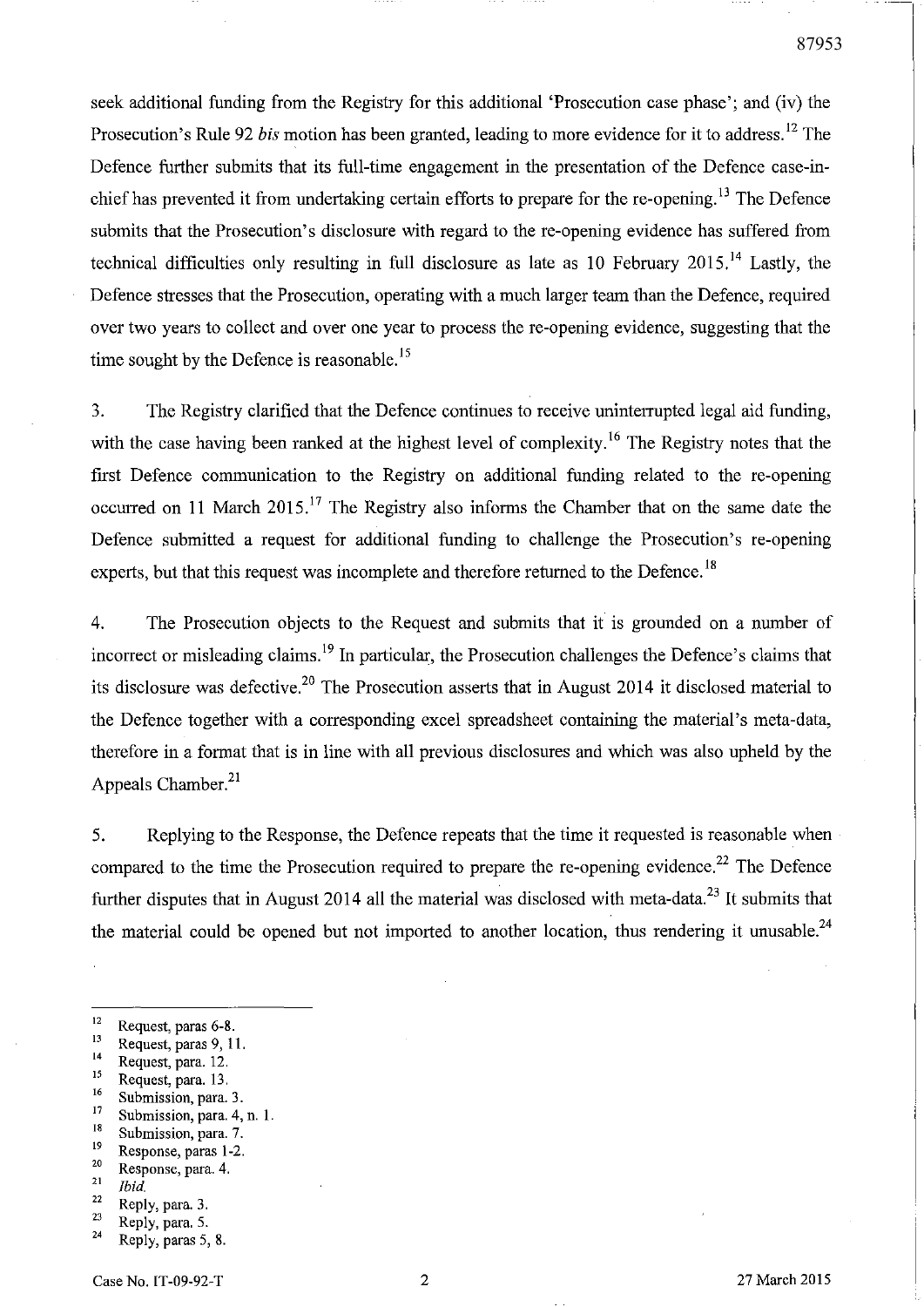seek additional funding from the Registry for this additional 'Prosecution case phase'; and (iv) the Prosecution's Rule 92 *bis* motion has been granted, leading to more evidence for it to address.[12] The Defence further submits that its full-time engagement in the presentation of the Defence case-in-chief has prevented it from undertaking certain efforts to prepare for the re-opening.[13] The Defence submits that the Prosecution's disclosure with regard to the re-opening evidence has suffered from technical difficulties only resulting in full disclosure as late as 10 February 2015.[14] Lastly, the Defence stresses that the Prosecution, operating with a much larger team than the Defence, required over two years to collect and over one year to process the re-opening evidence, suggesting that the time sought by the Defence is reasonable.[15]

3. The Registry clarified that the Defence continues to receive uninterrupted legal aid funding, with the case having been ranked at the highest level of complexity.[16] The Registry notes that the first Defence communication to the Registry on additional funding related to the re-opening occurred on 11 March 2015.[17] The Registry also informs the Chamber that on the same date the Defence submitted a request for additional funding to challenge the Prosecution's re-opening experts, but that this request was incomplete and therefore returned to the Defence.[18]

4. The Prosecution objects to the Request and submits that it is grounded on a number of incorrect or misleading claims.[19] In particular, the Prosecution challenges the Defence's claims that its disclosure was defective.[20] The Prosecution asserts that in August 2014 it disclosed material to the Defence together with a corresponding excel spreadsheet containing the material's meta-data, therefore in a format that is in line with all previous disclosures and which was also upheld by the Appeals Chamber.[21]

5. Replying to the Response, the Defence repeats that the time it requested is reasonable when compared to the time the Prosecution required to prepare the re-opening evidence.[22] The Defence further disputes that in August 2014 all the material was disclosed with meta-data.[23] It submits that the material could be opened but not imported to another location, thus rendering it unusable.[24]

---

[12] Request, paras 6-8.
[13] Request, paras 9, 11.
[14] Request, para. 12.
[15] Request, para. 13.
[16] Submission, para. 3.
[17] Submission, para. 4, n. 1.
[18] Submission, para. 7.
[19] Response, paras 1-2.
[20] Response, para. 4.
[21] *Ibid.*
[22] Reply, para. 3.
[23] Reply, para. 5.
[24] Reply, paras 5, 8.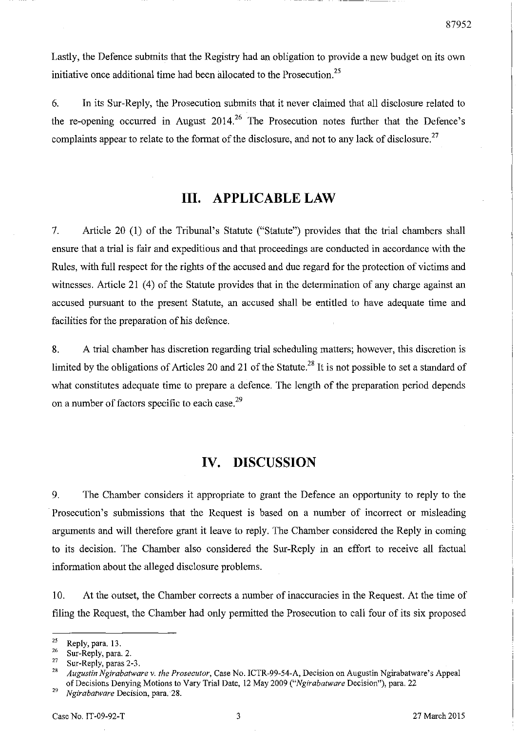Lastly, the Defence submits that the Registry had an obligation to provide a new budget on its own initiative once additional time had been allocated to the Prosecution.[25]

6. In its Sur-Reply, the Prosecution submits that it never claimed that all disclosure related to the re-opening occurred in August 2014.[26] The Prosecution notes further that the Defence's complaints appear to relate to the format of the disclosure, and not to any lack of disclosure.[27]

## III. APPLICABLE LAW

7. Article 20 (1) of the Tribunal's Statute ("Statute") provides that the trial chambers shall ensure that a trial is fair and expeditious and that proceedings are conducted in accordance with the Rules, with full respect for the rights of the accused and due regard for the protection of victims and witnesses. Article 21 (4) of the Statute provides that in the determination of any charge against an accused pursuant to the present Statute, an accused shall be entitled to have adequate time and facilities for the preparation of his defence.

8. A trial chamber has discretion regarding trial scheduling matters; however, this discretion is limited by the obligations of Articles 20 and 21 of the Statute.[28] It is not possible to set a standard of what constitutes adequate time to prepare a defence. The length of the preparation period depends on a number of factors specific to each case.[29]

## IV. DISCUSSION

9. The Chamber considers it appropriate to grant the Defence an opportunity to reply to the Prosecution's submissions that the Request is based on a number of incorrect or misleading arguments and will therefore grant it leave to reply. The Chamber considered the Reply in coming to its decision. The Chamber also considered the Sur-Reply in an effort to receive all factual information about the alleged disclosure problems.

10. At the outset, the Chamber corrects a number of inaccuracies in the Request. At the time of filing the Request, the Chamber had only permitted the Prosecution to call four of its six proposed

---

[25] Reply, para. 13.

[26] Sur-Reply, para. 2.

[27] Sur-Reply, paras 2-3.

[28] *Augustin Ngirabatware v. the Prosecutor*, Case No. ICTR-99-54-A, Decision on Augustin Ngirabatware's Appeal of Decisions Denying Motions to Vary Trial Date, 12 May 2009 ("*Ngirabatware* Decision"), para. 22

[29] *Ngirabatware* Decision, para. 28.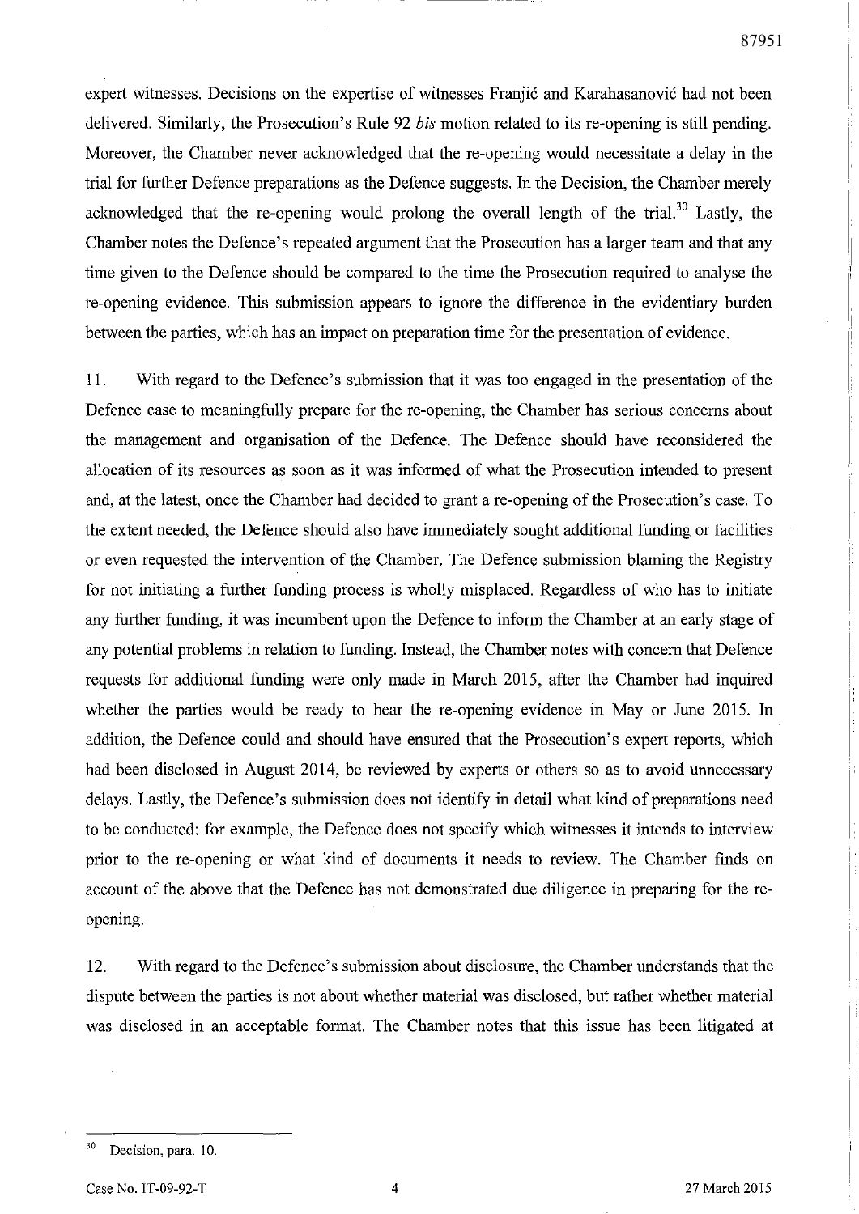expert witnesses. Decisions on the expertise of witnesses Franjić and Karahasanović had not been delivered. Similarly, the Prosecution's Rule 92 *bis* motion related to its re-opening is still pending. Moreover, the Chamber never acknowledged that the re-opening would necessitate a delay in the trial for further Defence preparations as the Defence suggests. In the Decision, the Chamber merely acknowledged that the re-opening would prolong the overall length of the trial.[30] Lastly, the Chamber notes the Defence's repeated argument that the Prosecution has a larger team and that any time given to the Defence should be compared to the time the Prosecution required to analyse the re-opening evidence. This submission appears to ignore the difference in the evidentiary burden between the parties, which has an impact on preparation time for the presentation of evidence.

11. With regard to the Defence's submission that it was too engaged in the presentation of the Defence case to meaningfully prepare for the re-opening, the Chamber has serious concerns about the management and organisation of the Defence. The Defence should have reconsidered the allocation of its resources as soon as it was informed of what the Prosecution intended to present and, at the latest, once the Chamber had decided to grant a re-opening of the Prosecution's case. To the extent needed, the Defence should also have immediately sought additional funding or facilities or even requested the intervention of the Chamber. The Defence submission blaming the Registry for not initiating a further funding process is wholly misplaced. Regardless of who has to initiate any further funding, it was incumbent upon the Defence to inform the Chamber at an early stage of any potential problems in relation to funding. Instead, the Chamber notes with concern that Defence requests for additional funding were only made in March 2015, after the Chamber had inquired whether the parties would be ready to hear the re-opening evidence in May or June 2015. In addition, the Defence could and should have ensured that the Prosecution's expert reports, which had been disclosed in August 2014, be reviewed by experts or others so as to avoid unnecessary delays. Lastly, the Defence's submission does not identify in detail what kind of preparations need to be conducted: for example, the Defence does not specify which witnesses it intends to interview prior to the re-opening or what kind of documents it needs to review. The Chamber finds on account of the above that the Defence has not demonstrated due diligence in preparing for the re-opening.

12. With regard to the Defence's submission about disclosure, the Chamber understands that the dispute between the parties is not about whether material was disclosed, but rather whether material was disclosed in an acceptable format. The Chamber notes that this issue has been litigated at

---

[30] Decision, para. 10.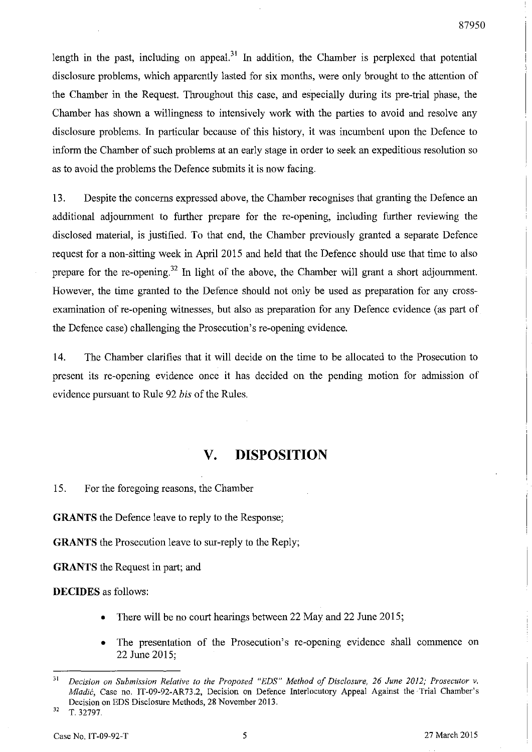length in the past, including on appeal.[31] In addition, the Chamber is perplexed that potential disclosure problems, which apparently lasted for six months, were only brought to the attention of the Chamber in the Request. Throughout this case, and especially during its pre-trial phase, the Chamber has shown a willingness to intensively work with the parties to avoid and resolve any disclosure problems. In particular because of this history, it was incumbent upon the Defence to inform the Chamber of such problems at an early stage in order to seek an expeditious resolution so as to avoid the problems the Defence submits it is now facing.

13. Despite the concerns expressed above, the Chamber recognises that granting the Defence an additional adjournment to further prepare for the re-opening, including further reviewing the disclosed material, is justified. To that end, the Chamber previously granted a separate Defence request for a non-sitting week in April 2015 and held that the Defence should use that time to also prepare for the re-opening.[32] In light of the above, the Chamber will grant a short adjournment. However, the time granted to the Defence should not only be used as preparation for any cross-examination of re-opening witnesses, but also as preparation for any Defence evidence (as part of the Defence case) challenging the Prosecution's re-opening evidence.

14. The Chamber clarifies that it will decide on the time to be allocated to the Prosecution to present its re-opening evidence once it has decided on the pending motion for admission of evidence pursuant to Rule 92 *bis* of the Rules.

# V. DISPOSITION

15. For the foregoing reasons, the Chamber

**GRANTS** the Defence leave to reply to the Response;

**GRANTS** the Prosecution leave to sur-reply to the Reply;

**GRANTS** the Request in part; and

**DECIDES** as follows:

- There will be no court hearings between 22 May and 22 June 2015;
- The presentation of the Prosecution's re-opening evidence shall commence on 22 June 2015;

---

[31] *Decision on Submission Relative to the Proposed "EDS" Method of Disclosure, 26 June 2012; Prosecutor v. Mladić*, Case no. IT-09-92-AR73.2, Decision on Defence Interlocutory Appeal Against the Trial Chamber's Decision on EDS Disclosure Methods, 28 November 2013.

[32] T. 32797.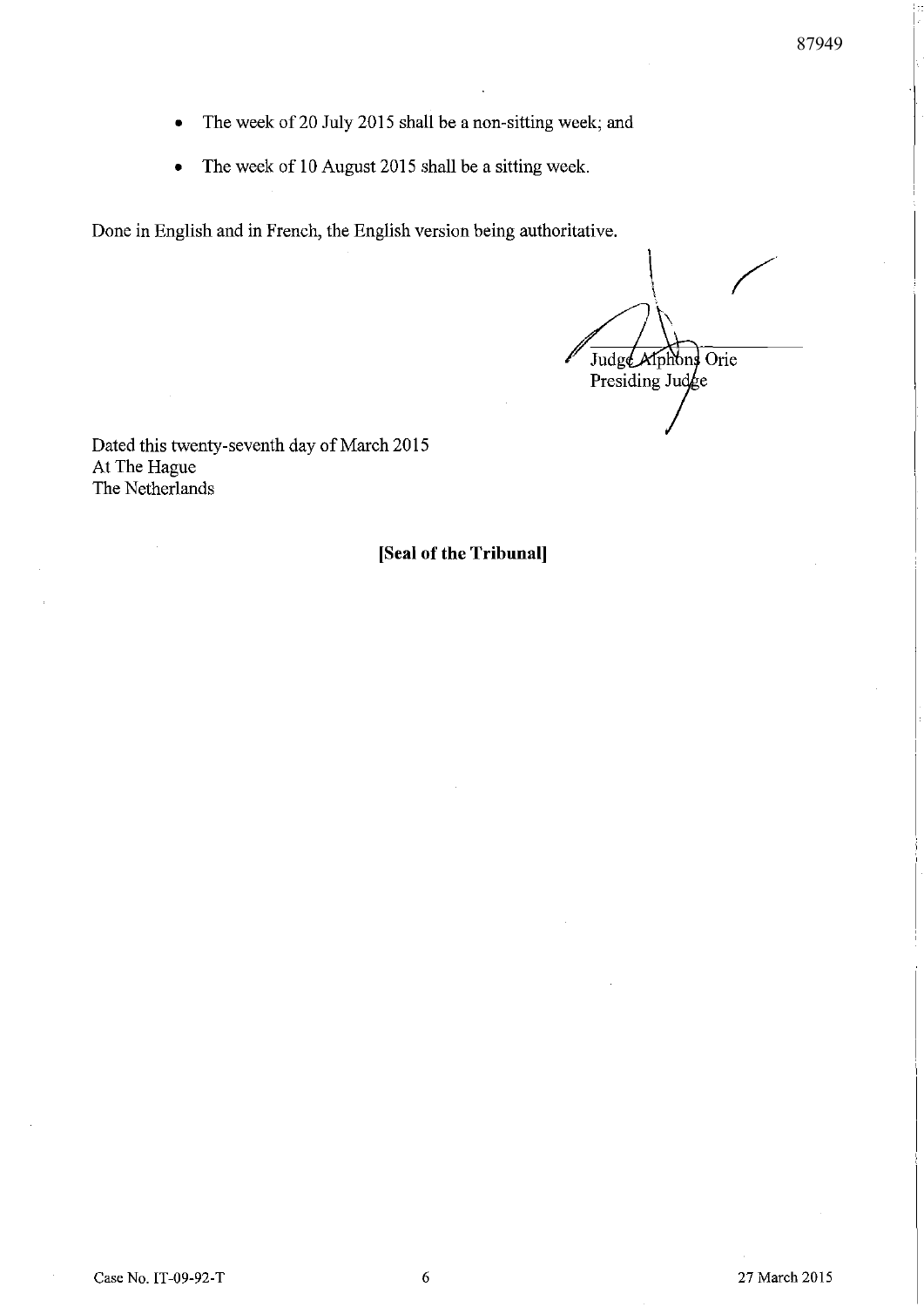- The week of 20 July 2015 shall be a non-sitting week; and
- The week of 10 August 2015 shall be a sitting week.

Done in English and in French, the English version being authoritative.

Judge Alphons Orie
Presiding Judge

Dated this twenty-seventh day of March 2015
At The Hague
The Netherlands

**[Seal of the Tribunal]**